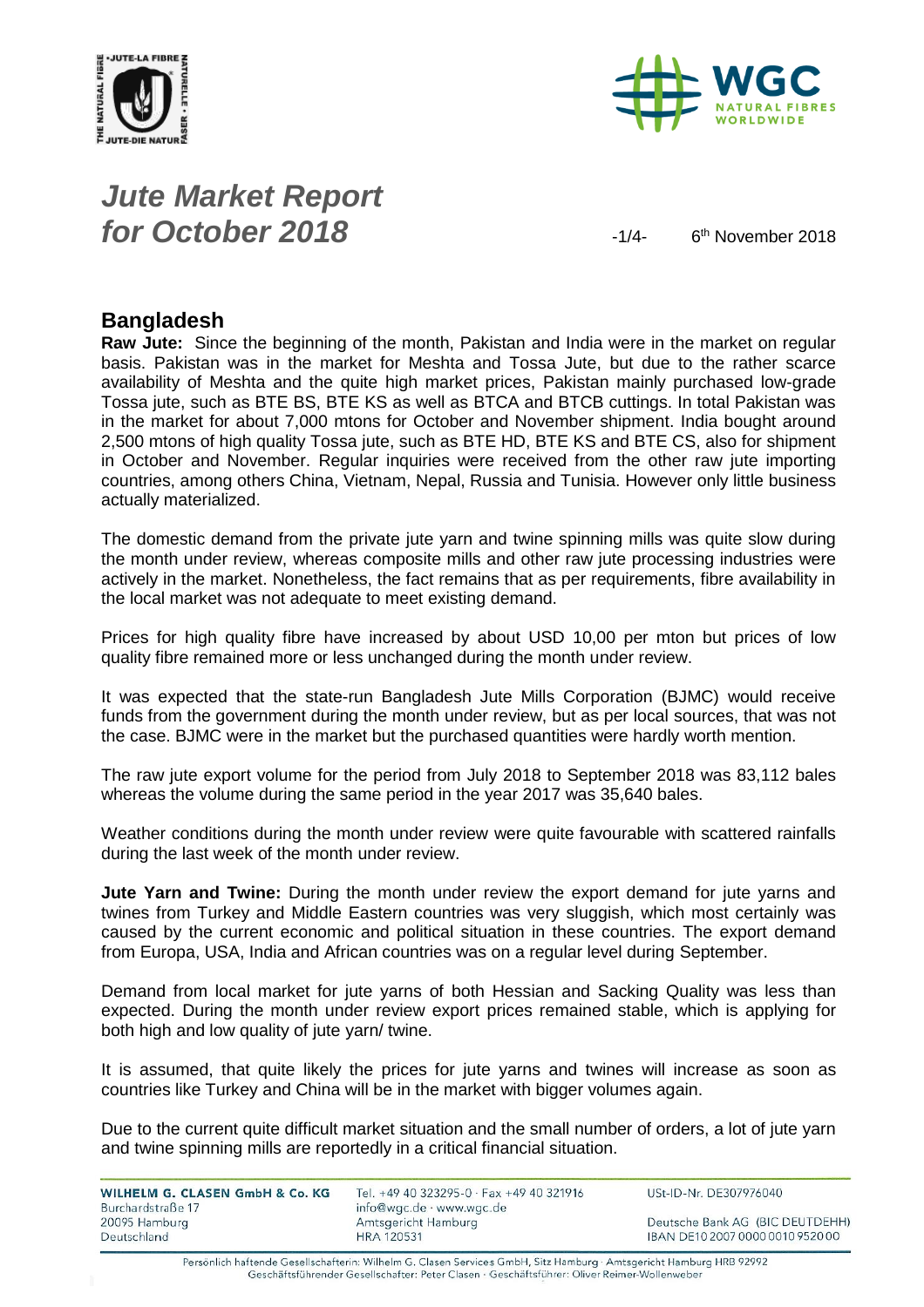# *Jute Market Report for October 2018*

6th November 2018

## Bangladesh

**Raw Jute:** Since the beginning of the month, Pakistan and India were in the market on regular basis. Pakistan was in the market for Meshta and Tossa Jute, but due to the rather scarce availability of Meshta and the quite high market prices, Pakistan mainly purchased low-grade Tossa jute, such as BTE BS, BTE KS as well as BTCA and BTCB cuttings. In total Pakistan was in the market for about 7,000 mtons for October and November shipment. India bought around 2,500 mtons of high quality Tossa jute, such as BTE HD, BTE KS and BTE CS, also for shipment in October and November. Regular inquiries were received from the other raw jute importing countries, among others China, Vietnam, Nepal, Russia and Tunisia. However only little business actually materialized.

The domestic demand from the private jute yarn and twine spinning mills was quite slow during the month under review, whereas composite mills and other raw jute processing industries were actively in the market. Nonetheless, the fact remains that as per requirements, fibre availability in the local market was not adequate to meet existing demand.

Prices for high quality fibre have increased by about USD 10,00 per mton but prices of low quality fibre remained more or less unchanged during the month under review.

It was expected that the state-run Bangladesh Jute Mills Corporation (BJMC) would receive funds from the government during the month under review, but as per local sources, that was not the case. BJMC were in the market but the purchased quantities were hardly worth mention.

The raw jute export volume for the period from July 2018 to September 2018 was 83,112 bales whereas the volume during the same period in the year 2017 was 35,640 bales.

Weather conditions during the month under review were quite favourable with scattered rainfalls during the last week of the month under review.

**Jute Yarn and Twine:** During the month under review the export demand for jute yarns and twines from Turkey and Middle Eastern countries was very sluggish, which most certainly was caused by the current economic and political situation in these countries. The export demand from Europa, USA, India and African countries was on a regular level during September.

Demand from local market for jute yarns of both Hessian and Sacking Quality was less than expected. During the month under review export prices remained stable, which is applying for both high and low quality of jute yarn/ twine.

It is assumed, that quite likely the prices for jute yarns and twines will increase as soon as countries like Turkey and China will be in the market with bigger volumes again.

Due to the current quite difficult market situation and the small number of orders, a lot of jute yarn and twine spinning mills are reportedly in a critical financial situation.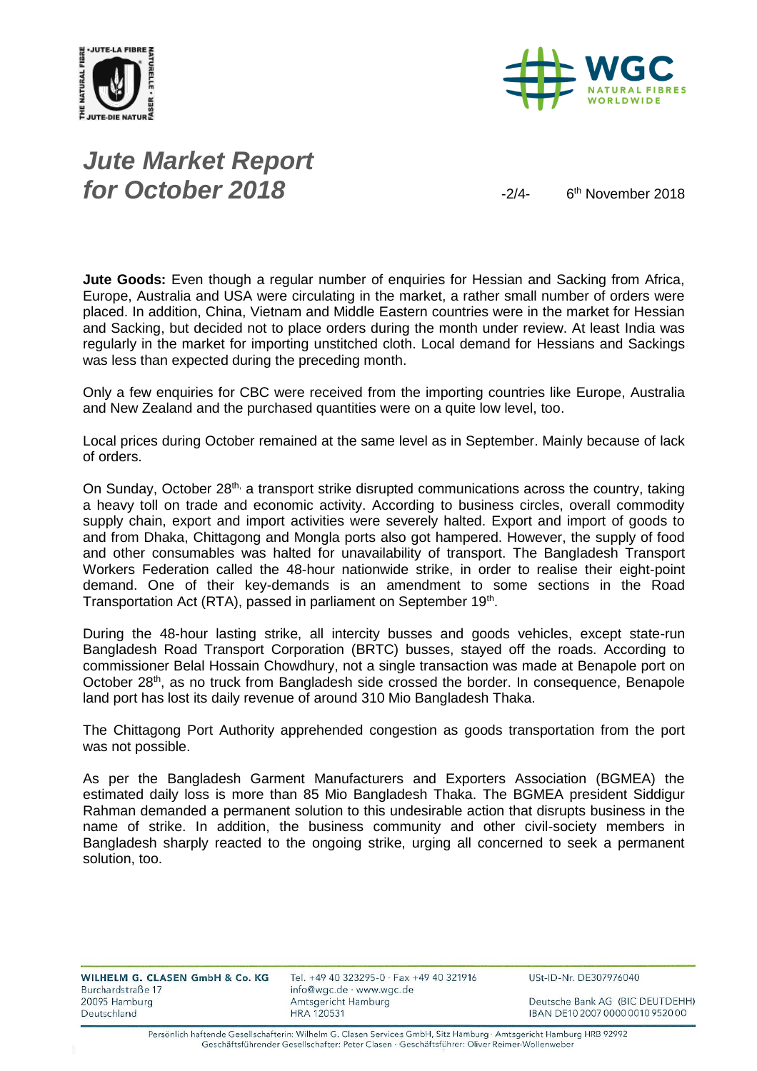**Jute Goods:** Even though a regular number of enquiries for Hessian and Sacking from Africa, Europe, Australia and USA were circulating in the market, a rather small number of orders were placed. In addition, China, Vietnam and Middle Eastern countries were in the market for Hessian and Sacking, but decided not to place orders during the month under review. At least India was regularly in the market for importing unstitched cloth. Local demand for Hessians and Sackings was less than expected during the preceding month.

Only a few enquiries for CBC were received from the importing countries like Europe, Australia and New Zealand and the purchased quantities were on a quite low level, too.

Local prices during October remained at the same level as in September. Mainly because of lack of orders.

On Sunday, October 28th, a transport strike disrupted communications across the country, taking a heavy toll on trade and economic activity. According to business circles, overall commodity supply chain, export and import activities were severely halted. Export and import of goods to and from Dhaka, Chittagong and Mongla ports also got hampered. However, the supply of food and other consumables was halted for unavailability of transport. The Bangladesh Transport Workers Federation called the 48-hour nationwide strike, in order to realise their eight-point demand. One of their key-demands is an amendment to some sections in the Road Transportation Act (RTA), passed in parliament on September 19th.

During the 48-hour lasting strike, all intercity busses and goods vehicles, except state-run Bangladesh Road Transport Corporation (BRTC) busses, stayed off the roads. According to commissioner Belal Hossain Chowdhury, not a single transaction was made at Benapole port on October 28th, as no truck from Bangladesh side crossed the border. In consequence, Benapole land port has lost its daily revenue of around 310 Mio Bangladesh Thaka.

The Chittagong Port Authority apprehended congestion as goods transportation from the port was not possible.

As per the Bangladesh Garment Manufacturers and Exporters Association (BGMEA) the estimated daily loss is more than 85 Mio Bangladesh Thaka. The BGMEA president Siddigur Rahman demanded a permanent solution to this undesirable action that disrupts business in the name of strike. In addition, the business community and other civil-society members in Bangladesh sharply reacted to the ongoing strike, urging all concerned to seek a permanent solution, too.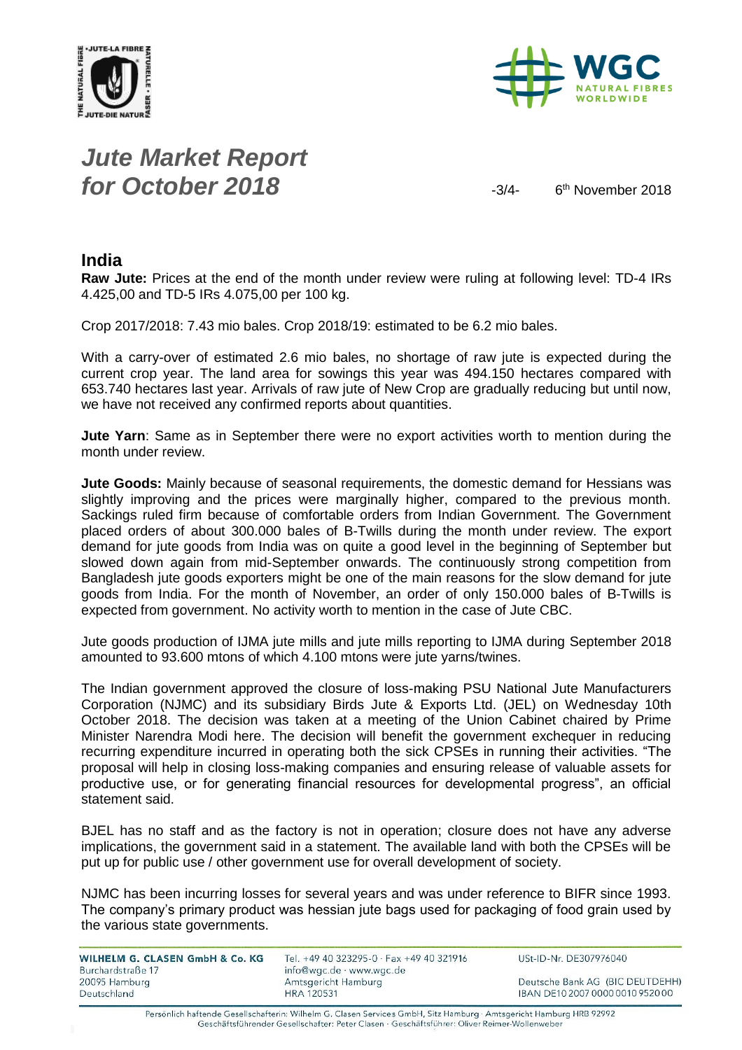# Jute Market Report for October 2018

6th November 2018

## India

**Raw Jute:** Prices at the end of the month under review were ruling at following level: TD-4 IRs 4.425,00 and TD-5 IRs 4.075,00 per 100 kg.

Crop 2017/2018: 7.43 mio bales. Crop 2018/19: estimated to be 6.2 mio bales.

With a carry-over of estimated 2.6 mio bales, no shortage of raw jute is expected during the current crop year. The land area for sowings this year was 494.150 hectares compared with 653.740 hectares last year. Arrivals of raw jute of New Crop are gradually reducing but until now, we have not received any confirmed reports about quantities.

**Jute Yarn**: Same as in September there were no export activities worth to mention during the month under review.

**Jute Goods:** Mainly because of seasonal requirements, the domestic demand for Hessians was slightly improving and the prices were marginally higher, compared to the previous month. Sackings ruled firm because of comfortable orders from Indian Government. The Government placed orders of about 300.000 bales of B-Twills during the month under review. The export demand for jute goods from India was on quite a good level in the beginning of September but slowed down again from mid-September onwards. The continuously strong competition from Bangladesh jute goods exporters might be one of the main reasons for the slow demand for jute goods from India. For the month of November, an order of only 150.000 bales of B-Twills is expected from government. No activity worth to mention in the case of Jute CBC.

Jute goods production of IJMA jute mills and jute mills reporting to IJMA during September 2018 amounted to 93.600 mtons of which 4.100 mtons were jute yarns/twines.

The Indian government approved the closure of loss-making PSU National Jute Manufacturers Corporation (NJMC) and its subsidiary Birds Jute & Exports Ltd. (JEL) on Wednesday 10th October 2018. The decision was taken at a meeting of the Union Cabinet chaired by Prime Minister Narendra Modi here. The decision will benefit the government exchequer in reducing recurring expenditure incurred in operating both the sick CPSEs in running their activities. “The proposal will help in closing loss-making companies and ensuring release of valuable assets for productive use, or for generating financial resources for developmental progress”, an official statement said.

BJEL has no staff and as the factory is not in operation; closure does not have any adverse implications, the government said in a statement. The available land with both the CPSEs will be put up for public use / other government use for overall development of society.

NJMC has been incurring losses for several years and was under reference to BIFR since 1993. The company’s primary product was hessian jute bags used for packaging of food grain used by the various state governments.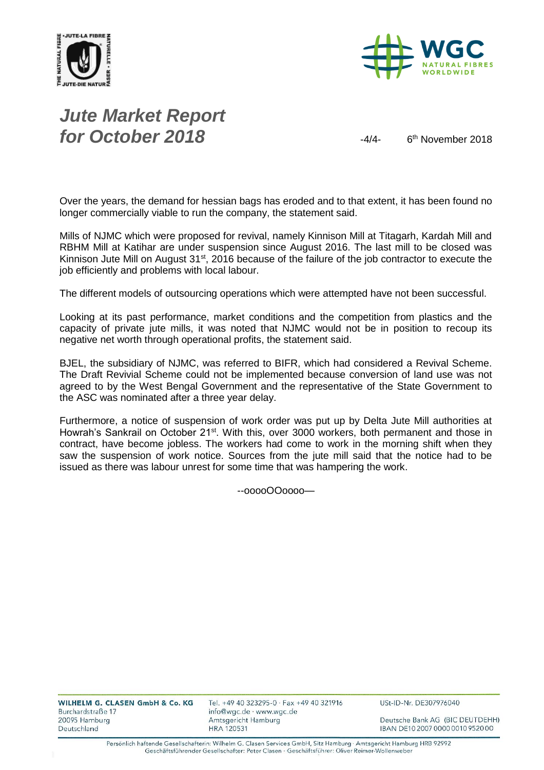Over the years, the demand for hessian bags has eroded and to that extent, it has been found no longer commercially viable to run the company, the statement said.

Mills of NJMC which were proposed for revival, namely Kinnison Mill at Titagarh, Kardah Mill and RBHM Mill at Katihar are under suspension since August 2016. The last mill to be closed was Kinnison Jute Mill on August 31st, 2016 because of the failure of the job contractor to execute the job efficiently and problems with local labour.

The different models of outsourcing operations which were attempted have not been successful.

Looking at its past performance, market conditions and the competition from plastics and the capacity of private jute mills, it was noted that NJMC would not be in position to recoup its negative net worth through operational profits, the statement said.

BJEL, the subsidiary of NJMC, was referred to BIFR, which had considered a Revival Scheme. The Draft Revivial Scheme could not be implemented because conversion of land use was not agreed to by the West Bengal Government and the representative of the State Government to the ASC was nominated after a three year delay.

Furthermore, a notice of suspension of work order was put up by Delta Jute Mill authorities at Howrah's Sankrail on October 21st. With this, over 3000 workers, both permanent and those in contract, have become jobless. The workers had come to work in the morning shift when they saw the suspension of work notice. Sources from the jute mill said that the notice had to be issued as there was labour unrest for some time that was hampering the work.

--ooooOOoooo—